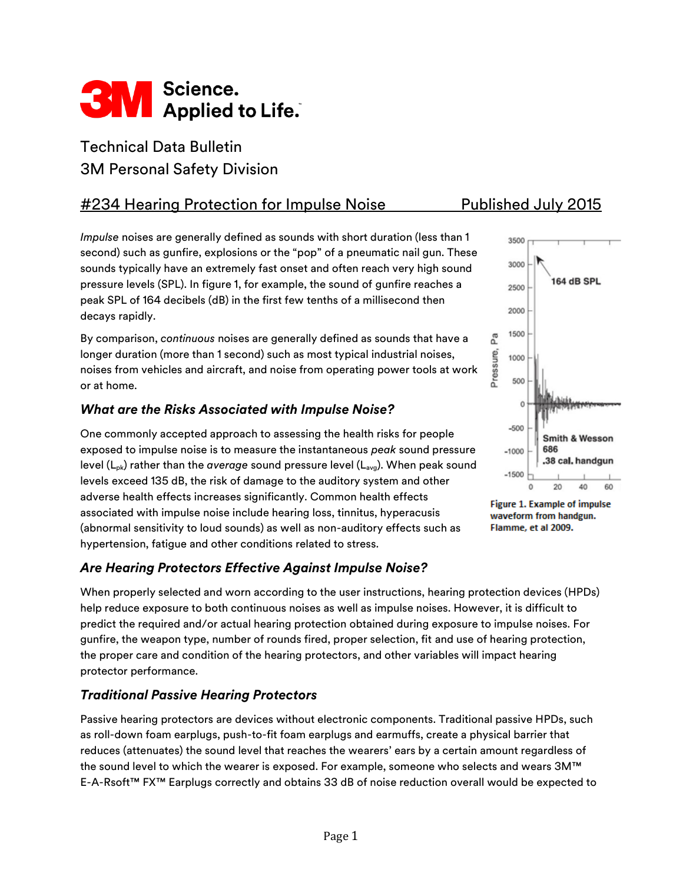Technical Data Bulletin
3M Personal Safety Division

## #234 Hearing Protection for Impulse Noise — Published July 2015

*Impulse* noises are generally defined as sounds with short duration (less than 1 second) such as gunfire, explosions or the "pop" of a pneumatic nail gun. These sounds typically have an extremely fast onset and often reach very high sound pressure levels (SPL). In figure 1, for example, the sound of gunfire reaches a peak SPL of 164 decibels (dB) in the first few tenths of a millisecond then decays rapidly.

By comparison, *continuous* noises are generally defined as sounds that have a longer duration (more than 1 second) such as most typical industrial noises, noises from vehicles and aircraft, and noise from operating power tools at work or at home.

Figure 1. Example of impulse waveform from handgun. Flamme, et al 2009.

### What are the Risks Associated with Impulse Noise?

One commonly accepted approach to assessing the health risks for people exposed to impulse noise is to measure the instantaneous *peak* sound pressure level ($L_{pk}$) rather than the *average* sound pressure level ($L_{avg}$). When peak sound levels exceed 135 dB, the risk of damage to the auditory system and other adverse health effects increases significantly. Common health effects associated with impulse noise include hearing loss, tinnitus, hyperacusis (abnormal sensitivity to loud sounds) as well as non-auditory effects such as hypertension, fatigue and other conditions related to stress.

### Are Hearing Protectors Effective Against Impulse Noise?

When properly selected and worn according to the user instructions, hearing protection devices (HPDs) help reduce exposure to both continuous noises as well as impulse noises. However, it is difficult to predict the required and/or actual hearing protection obtained during exposure to impulse noises. For gunfire, the weapon type, number of rounds fired, proper selection, fit and use of hearing protection, the proper care and condition of the hearing protectors, and other variables will impact hearing protector performance.

### Traditional Passive Hearing Protectors

Passive hearing protectors are devices without electronic components. Traditional passive HPDs, such as roll-down foam earplugs, push-to-fit foam earplugs and earmuffs, create a physical barrier that reduces (attenuates) the sound level that reaches the wearers' ears by a certain amount regardless of the sound level to which the wearer is exposed. For example, someone who selects and wears 3M™ E-A-Rsoft™ FX™ Earplugs correctly and obtains 33 dB of noise reduction overall would be expected to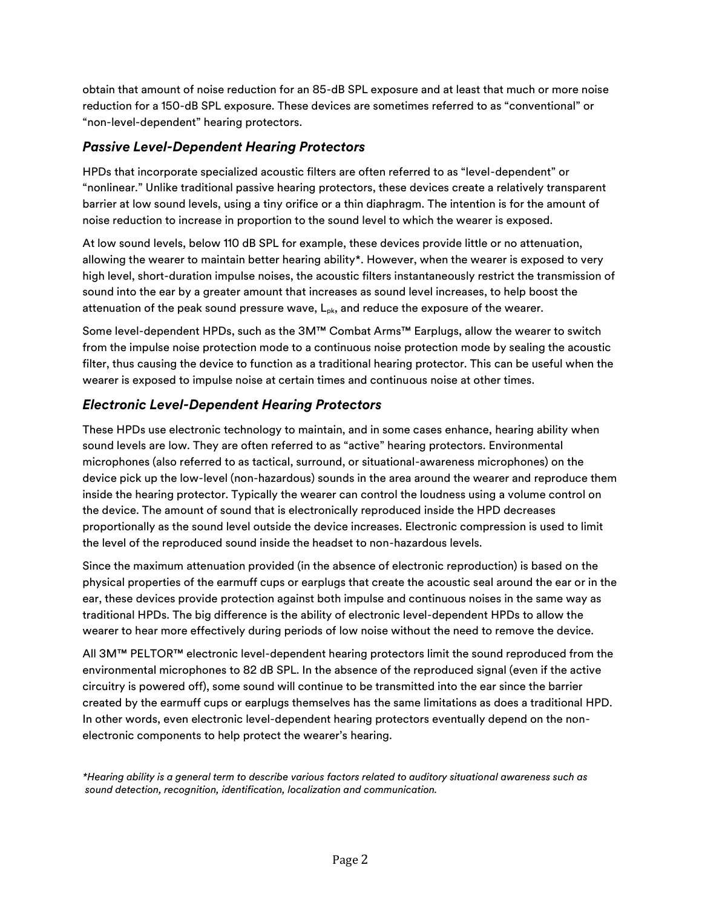obtain that amount of noise reduction for an 85-dB SPL exposure and at least that much or more noise reduction for a 150-dB SPL exposure. These devices are sometimes referred to as "conventional" or "non-level-dependent" hearing protectors.

### *Passive Level-Dependent Hearing Protectors*

HPDs that incorporate specialized acoustic filters are often referred to as "level-dependent" or "nonlinear." Unlike traditional passive hearing protectors, these devices create a relatively transparent barrier at low sound levels, using a tiny orifice or a thin diaphragm. The intention is for the amount of noise reduction to increase in proportion to the sound level to which the wearer is exposed.

At low sound levels, below 110 dB SPL for example, these devices provide little or no attenuation, allowing the wearer to maintain better hearing ability*. However, when the wearer is exposed to very high level, short-duration impulse noises, the acoustic filters instantaneously restrict the transmission of sound into the ear by a greater amount that increases as sound level increases, to help boost the attenuation of the peak sound pressure wave, $L_{pk}$, and reduce the exposure of the wearer.

Some level-dependent HPDs, such as the 3M™ Combat Arms™ Earplugs, allow the wearer to switch from the impulse noise protection mode to a continuous noise protection mode by sealing the acoustic filter, thus causing the device to function as a traditional hearing protector. This can be useful when the wearer is exposed to impulse noise at certain times and continuous noise at other times.

### *Electronic Level-Dependent Hearing Protectors*

These HPDs use electronic technology to maintain, and in some cases enhance, hearing ability when sound levels are low. They are often referred to as "active" hearing protectors. Environmental microphones (also referred to as tactical, surround, or situational-awareness microphones) on the device pick up the low-level (non-hazardous) sounds in the area around the wearer and reproduce them inside the hearing protector. Typically the wearer can control the loudness using a volume control on the device. The amount of sound that is electronically reproduced inside the HPD decreases proportionally as the sound level outside the device increases. Electronic compression is used to limit the level of the reproduced sound inside the headset to non-hazardous levels.

Since the maximum attenuation provided (in the absence of electronic reproduction) is based on the physical properties of the earmuff cups or earplugs that create the acoustic seal around the ear or in the ear, these devices provide protection against both impulse and continuous noises in the same way as traditional HPDs. The big difference is the ability of electronic level-dependent HPDs to allow the wearer to hear more effectively during periods of low noise without the need to remove the device.

All 3M™ PELTOR™ electronic level-dependent hearing protectors limit the sound reproduced from the environmental microphones to 82 dB SPL. In the absence of the reproduced signal (even if the active circuitry is powered off), some sound will continue to be transmitted into the ear since the barrier created by the earmuff cups or earplugs themselves has the same limitations as does a traditional HPD. In other words, even electronic level-dependent hearing protectors eventually depend on the non-electronic components to help protect the wearer's hearing.

*\*Hearing ability is a general term to describe various factors related to auditory situational awareness such as sound detection, recognition, identification, localization and communication.*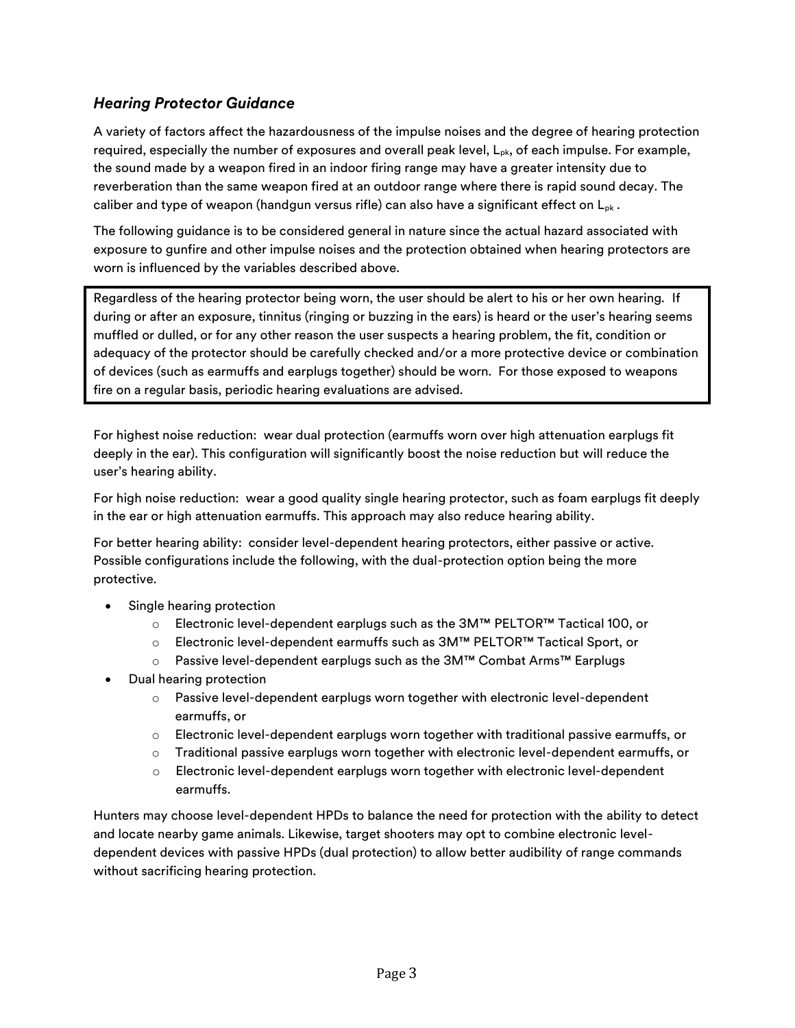### *Hearing Protector Guidance*

A variety of factors affect the hazardousness of the impulse noises and the degree of hearing protection required, especially the number of exposures and overall peak level, $L_{pk}$, of each impulse. For example, the sound made by a weapon fired in an indoor firing range may have a greater intensity due to reverberation than the same weapon fired at an outdoor range where there is rapid sound decay. The caliber and type of weapon (handgun versus rifle) can also have a significant effect on $L_{pk}$ .

The following guidance is to be considered general in nature since the actual hazard associated with exposure to gunfire and other impulse noises and the protection obtained when hearing protectors are worn is influenced by the variables described above.

> Regardless of the hearing protector being worn, the user should be alert to his or her own hearing. If during or after an exposure, tinnitus (ringing or buzzing in the ears) is heard or the user's hearing seems muffled or dulled, or for any other reason the user suspects a hearing problem, the fit, condition or adequacy of the protector should be carefully checked and/or a more protective device or combination of devices (such as earmuffs and earplugs together) should be worn. For those exposed to weapons fire on a regular basis, periodic hearing evaluations are advised.

For highest noise reduction: wear dual protection (earmuffs worn over high attenuation earplugs fit deeply in the ear). This configuration will significantly boost the noise reduction but will reduce the user's hearing ability.

For high noise reduction: wear a good quality single hearing protector, such as foam earplugs fit deeply in the ear or high attenuation earmuffs. This approach may also reduce hearing ability.

For better hearing ability: consider level-dependent hearing protectors, either passive or active. Possible configurations include the following, with the dual-protection option being the more protective.

- Single hearing protection
  - Electronic level-dependent earplugs such as the 3M™ PELTOR™ Tactical 100, or
  - Electronic level-dependent earmuffs such as 3M™ PELTOR™ Tactical Sport, or
  - Passive level-dependent earplugs such as the 3M™ Combat Arms™ Earplugs
- Dual hearing protection
  - Passive level-dependent earplugs worn together with electronic level-dependent earmuffs, or
  - Electronic level-dependent earplugs worn together with traditional passive earmuffs, or
  - Traditional passive earplugs worn together with electronic level-dependent earmuffs, or
  - Electronic level-dependent earplugs worn together with electronic level-dependent earmuffs.

Hunters may choose level-dependent HPDs to balance the need for protection with the ability to detect and locate nearby game animals. Likewise, target shooters may opt to combine electronic level-dependent devices with passive HPDs (dual protection) to allow better audibility of range commands without sacrificing hearing protection.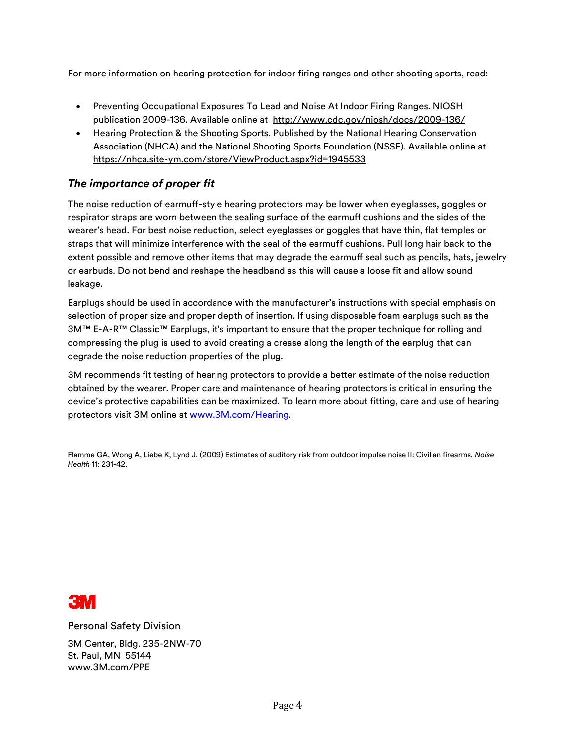For more information on hearing protection for indoor firing ranges and other shooting sports, read:

- Preventing Occupational Exposures To Lead and Noise At Indoor Firing Ranges. NIOSH publication 2009-136. Available online at http://www.cdc.gov/niosh/docs/2009-136/
- Hearing Protection & the Shooting Sports. Published by the National Hearing Conservation Association (NHCA) and the National Shooting Sports Foundation (NSSF). Available online at https://nhca.site-ym.com/store/ViewProduct.aspx?id=1945533

### *The importance of proper fit*

The noise reduction of earmuff-style hearing protectors may be lower when eyeglasses, goggles or respirator straps are worn between the sealing surface of the earmuff cushions and the sides of the wearer's head. For best noise reduction, select eyeglasses or goggles that have thin, flat temples or straps that will minimize interference with the seal of the earmuff cushions. Pull long hair back to the extent possible and remove other items that may degrade the earmuff seal such as pencils, hats, jewelry or earbuds. Do not bend and reshape the headband as this will cause a loose fit and allow sound leakage.

Earplugs should be used in accordance with the manufacturer's instructions with special emphasis on selection of proper size and proper depth of insertion. If using disposable foam earplugs such as the 3M™ E-A-R™ Classic™ Earplugs, it's important to ensure that the proper technique for rolling and compressing the plug is used to avoid creating a crease along the length of the earplug that can degrade the noise reduction properties of the plug.

3M recommends fit testing of hearing protectors to provide a better estimate of the noise reduction obtained by the wearer. Proper care and maintenance of hearing protectors is critical in ensuring the device's protective capabilities can be maximized. To learn more about fitting, care and use of hearing protectors visit 3M online at www.3M.com/Hearing.

Flamme GA, Wong A, Liebe K, Lynd J. (2009) Estimates of auditory risk from outdoor impulse noise II: Civilian firearms. *Noise Health* 11: 231-42.

3M

Personal Safety Division

3M Center, Bldg. 235-2NW-70
St. Paul, MN 55144
www.3M.com/PPE